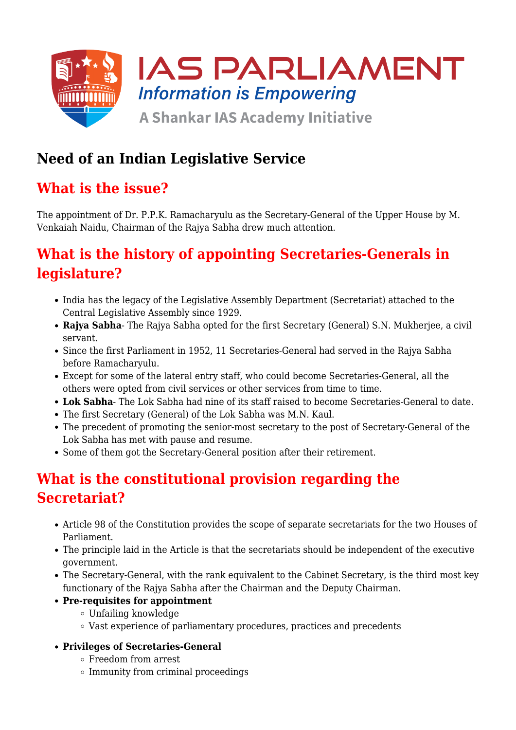# Need of an Indian Legislative Service

## What is the issue?

The appointment of Dr. P.P.K. Ramacharyulu as the Secretary-General of the Upper House by M. Venkaiah Naidu, Chairman of the Rajya Sabha drew much attention.

## What is the history of appointing Secretaries-Generals in legislature?

- India has the legacy of the Legislative Assembly Department (Secretariat) attached to the Central Legislative Assembly since 1929.
- **Rajya Sabha**- The Rajya Sabha opted for the first Secretary (General) S.N. Mukherjee, a civil servant.
- Since the first Parliament in 1952, 11 Secretaries-General had served in the Rajya Sabha before Ramacharyulu.
- Except for some of the lateral entry staff, who could become Secretaries-General, all the others were opted from civil services or other services from time to time.
- **Lok Sabha**- The Lok Sabha had nine of its staff raised to become Secretaries-General to date.
- The first Secretary (General) of the Lok Sabha was M.N. Kaul.
- The precedent of promoting the senior-most secretary to the post of Secretary-General of the Lok Sabha has met with pause and resume.
- Some of them got the Secretary-General position after their retirement.

## What is the constitutional provision regarding the Secretariat?

- Article 98 of the Constitution provides the scope of separate secretariats for the two Houses of Parliament.
- The principle laid in the Article is that the secretariats should be independent of the executive government.
- The Secretary-General, with the rank equivalent to the Cabinet Secretary, is the third most key functionary of the Rajya Sabha after the Chairman and the Deputy Chairman.
- **Pre-requisites for appointment**
  - Unfailing knowledge
  - Vast experience of parliamentary procedures, practices and precedents
- **Privileges of Secretaries-General**
  - Freedom from arrest
  - Immunity from criminal proceedings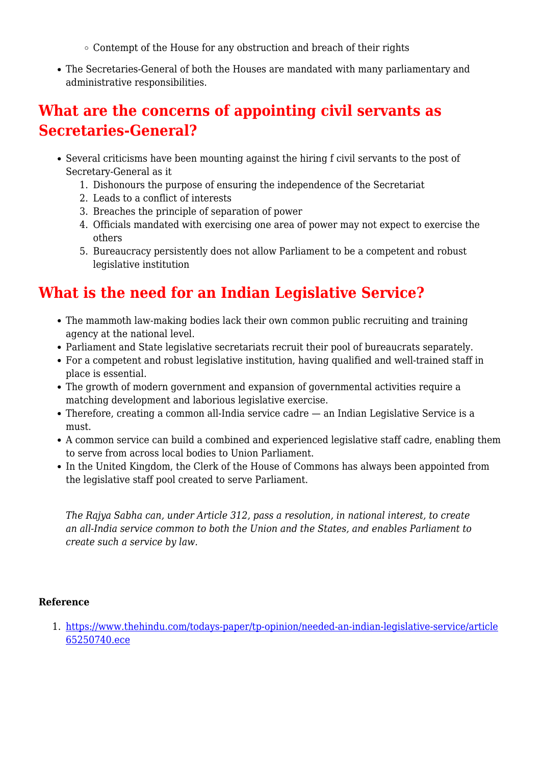- Contempt of the House for any obstruction and breach of their rights
- The Secretaries-General of both the Houses are mandated with many parliamentary and administrative responsibilities.

## What are the concerns of appointing civil servants as Secretaries-General?

- Several criticisms have been mounting against the hiring f civil servants to the post of Secretary-General as it
    1. Dishonours the purpose of ensuring the independence of the Secretariat
    2. Leads to a conflict of interests
    3. Breaches the principle of separation of power
    4. Officials mandated with exercising one area of power may not expect to exercise the others
    5. Bureaucracy persistently does not allow Parliament to be a competent and robust legislative institution

## What is the need for an Indian Legislative Service?

- The mammoth law-making bodies lack their own common public recruiting and training agency at the national level.
- Parliament and State legislative secretariats recruit their pool of bureaucrats separately.
- For a competent and robust legislative institution, having qualified and well-trained staff in place is essential.
- The growth of modern government and expansion of governmental activities require a matching development and laborious legislative exercise.
- Therefore, creating a common all-India service cadre — an Indian Legislative Service is a must.
- A common service can build a combined and experienced legislative staff cadre, enabling them to serve from across local bodies to Union Parliament.
- In the United Kingdom, the Clerk of the House of Commons has always been appointed from the legislative staff pool created to serve Parliament.

*The Rajya Sabha can, under Article 312, pass a resolution, in national interest, to create an all-India service common to both the Union and the States, and enables Parliament to create such a service by law.*

**Reference**

1. https://www.thehindu.com/todays-paper/tp-opinion/needed-an-indian-legislative-service/article65250740.ece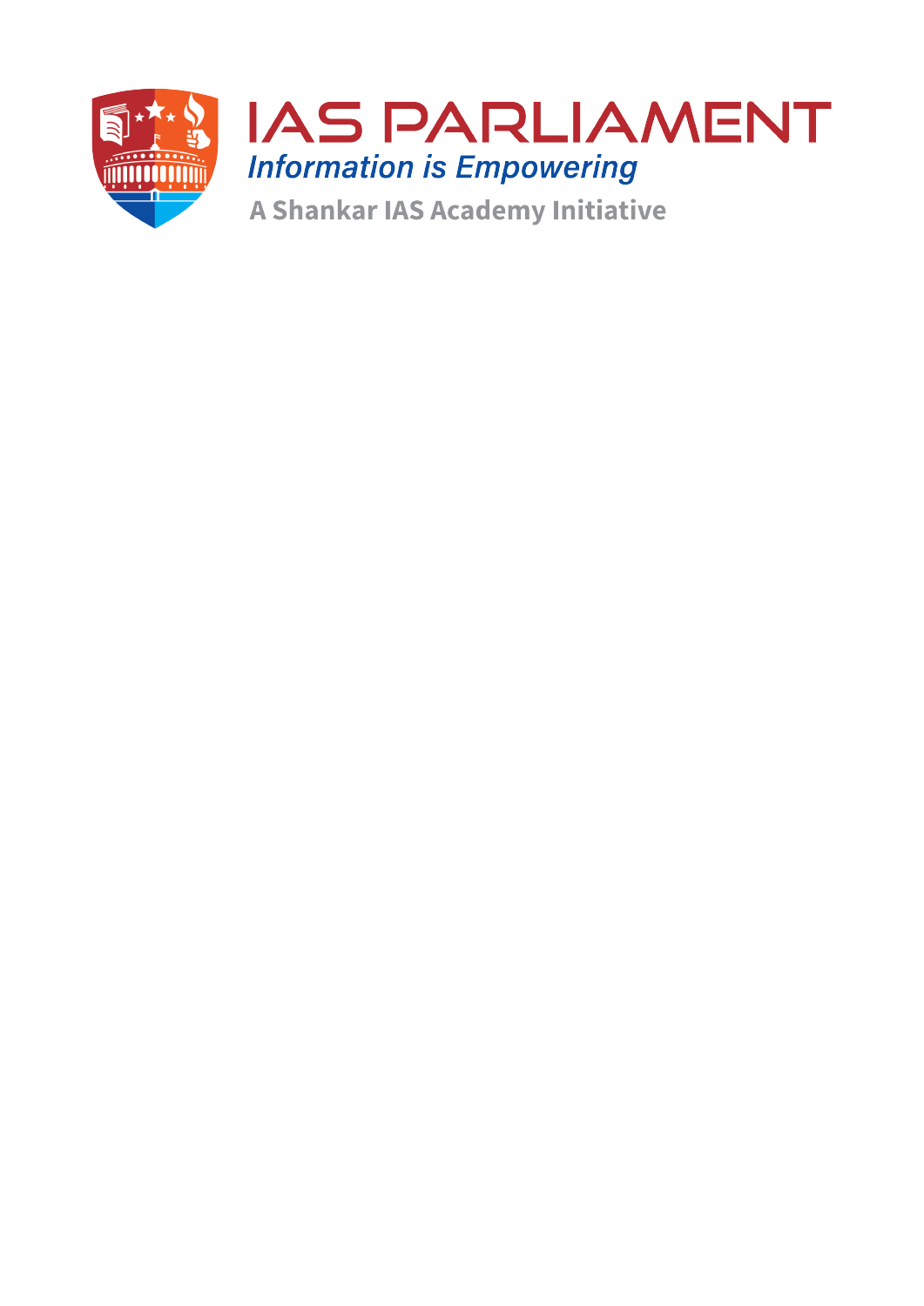# IAS PARLIAMENT

*Information is Empowering*

**A Shankar IAS Academy Initiative**